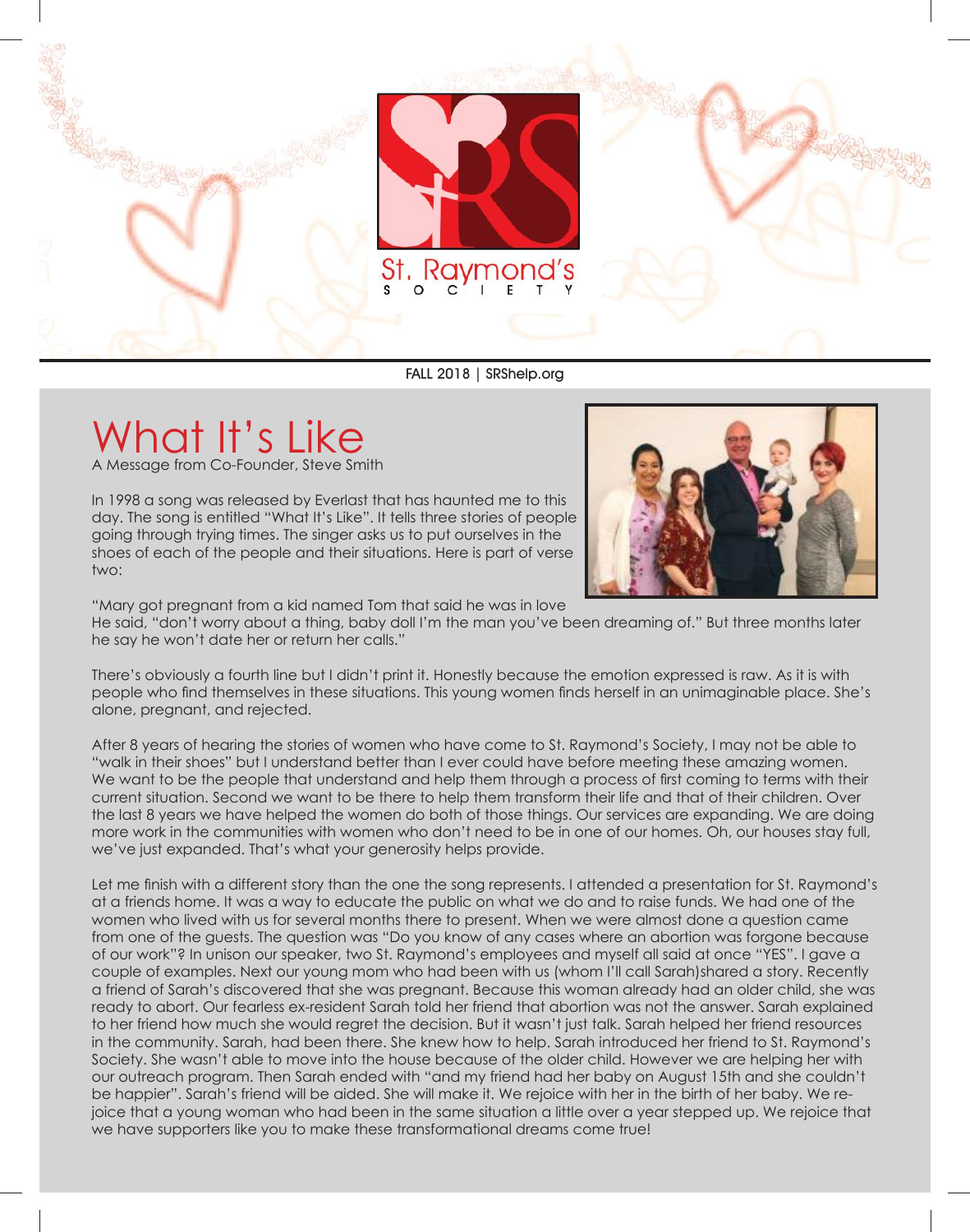St. Raymond's SOCIETY

FALL 2018 | SRShelp.org

# What It's Like

A Message from Co-Founder, Steve Smith

In 1998 a song was released by Everlast that has haunted me to this day. The song is entitled "What It's Like". It tells three stories of people going through trying times. The singer asks us to put ourselves in the shoes of each of the people and their situations. Here is part of verse two:

"Mary got pregnant from a kid named Tom that said he was in love
He said, "don't worry about a thing, baby doll I'm the man you've been dreaming of." But three months later he say he won't date her or return her calls."

There's obviously a fourth line but I didn't print it. Honestly because the emotion expressed is raw. As it is with people who find themselves in these situations. This young women finds herself in an unimaginable place. She's alone, pregnant, and rejected.

After 8 years of hearing the stories of women who have come to St. Raymond's Society, I may not be able to "walk in their shoes" but I understand better than I ever could have before meeting these amazing women. We want to be the people that understand and help them through a process of first coming to terms with their current situation. Second we want to be there to help them transform their life and that of their children. Over the last 8 years we have helped the women do both of those things. Our services are expanding. We are doing more work in the communities with women who don't need to be in one of our homes. Oh, our houses stay full, we've just expanded. That's what your generosity helps provide.

Let me finish with a different story than the one the song represents. I attended a presentation for St. Raymond's at a friends home. It was a way to educate the public on what we do and to raise funds. We had one of the women who lived with us for several months there to present. When we were almost done a question came from one of the guests. The question was "Do you know of any cases where an abortion was forgone because of our work"? In unison our speaker, two St. Raymond's employees and myself all said at once "YES". I gave a couple of examples. Next our young mom who had been with us (whom I'll call Sarah)shared a story. Recently a friend of Sarah's discovered that she was pregnant. Because this woman already had an older child, she was ready to abort. Our fearless ex-resident Sarah told her friend that abortion was not the answer. Sarah explained to her friend how much she would regret the decision. But it wasn't just talk. Sarah helped her friend resources in the community. Sarah, had been there. She knew how to help. Sarah introduced her friend to St. Raymond's Society. She wasn't able to move into the house because of the older child. However we are helping her with our outreach program. Then Sarah ended with "and my friend had her baby on August 15th and she couldn't be happier". Sarah's friend will be aided. She will make it. We rejoice with her in the birth of her baby. We re-joice that a young woman who had been in the same situation a little over a year stepped up. We rejoice that we have supporters like you to make these transformational dreams come true!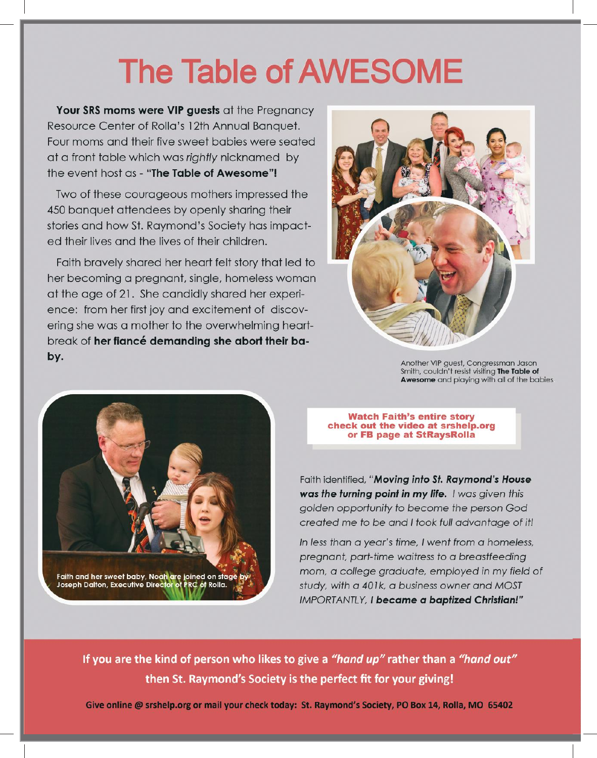# The Table of AWESOME

**Your SRS moms were VIP guests** at the Pregnancy Resource Center of Rolla's 12th Annual Banquet. Four moms and their five sweet babies were seated at a front table which was *rightly* nicknamed by the event host as - **"The Table of Awesome"!**

Two of these courageous mothers impressed the 450 banquet attendees by openly sharing their stories and how St. Raymond's Society has impacted their lives and the lives of their children.

Faith bravely shared her heart felt story that led to her becoming a pregnant, single, homeless woman at the age of 21. She candidly shared her experience: from her first joy and excitement of discovering she was a mother to the overwhelming heartbreak of **her fiancé demanding she abort their baby.**

Another VIP guest, Congressman Jason Smith, couldn't resist visiting **The Table of Awesome** and playing with all of the babies

Faith and her sweet baby, Noah are joined on stage by Joseph Dalton, Executive Director of PRC of Rolla.

**Watch Faith's entire story check out the video at srshelp.org or FB page at StRaysRolla**

Faith identified, "***Moving into St. Raymond's House was the turning point in my life.*** *I was given this golden opportunity to become the person God created me to be and I took full advantage of it!*

*In less than a year's time, I went from a homeless, pregnant, part-time waitress to a breastfeeding mom, a college graduate, employed in my field of study, with a 401k, a business owner and MOST IMPORTANTLY,* ***I became a baptized Christian!"***

**If you are the kind of person who likes to give a *"hand up"* rather than a *"hand out"* then St. Raymond's Society is the perfect fit for your giving!**

**Give online @ srshelp.org or mail your check today: St. Raymond's Society, PO Box 14, Rolla, MO 65402**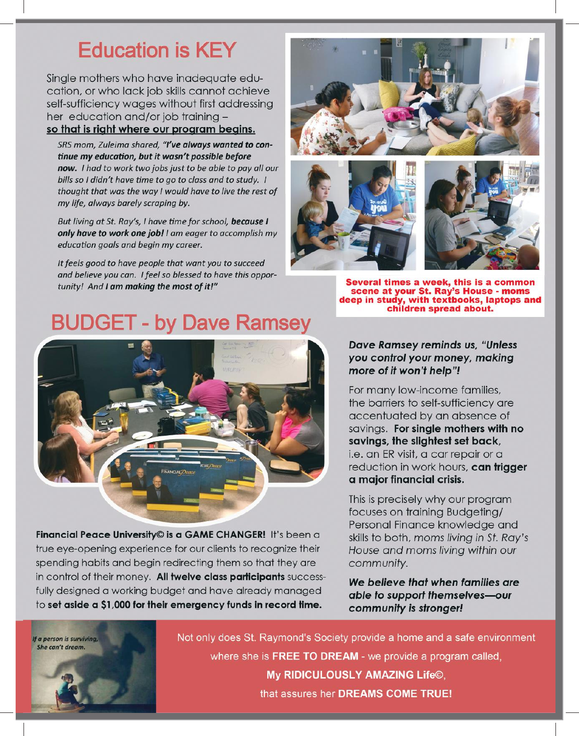## Education is KEY

Single mothers who have inadequate education, or who lack job skills cannot achieve self-sufficiency wages without first addressing her education and/or job training – **so that is right where our program begins.**

*SRS mom, Zuleima shared, **"I've always wanted to continue my education, but it wasn't possible before now.** I had to work two jobs just to be able to pay all our bills so I didn't have time to go to class and to study. I thought that was the way I would have to live the rest of my life, always barely scraping by.*

*But living at St. Ray's, I have time for school, **because I only have to work one job!** I am eager to accomplish my education goals and begin my career.*

*It feels good to have people that want you to succeed and believe you can. I feel so blessed to have this opportunity! And **I am making the most of it!"***

**Several times a week, this is a common scene at your St. Ray's House - moms deep in study, with textbooks, laptops and children spread about.**

## BUDGET - by Dave Ramsey

**Financial Peace University© is a GAME CHANGER!** It's been a true eye-opening experience for our clients to recognize their spending habits and begin redirecting them so that they are in control of their money. **All twelve class participants** successfully designed a working budget and have already managed to **set aside a $1,000 for their emergency funds in record time.**

***Dave Ramsey reminds us, "Unless you control your money, making more of it won't help"!***

For many low-income families, the barriers to self-sufficiency are accentuated by an absence of savings. **For single mothers with no savings, the slightest set back,** i.e. an ER visit, a car repair or a reduction in work hours, **can trigger a major financial crisis.**

This is precisely why our program focuses on training Budgeting/ Personal Finance knowledge and skills to both, *moms living in St. Ray's House and moms living within our community.*

***We believe that when families are able to support themselves—our community is stronger!***

*If a person is surviving, She can't dream.*

Not only does St. Raymond's Society provide a home and a safe environment where she is **FREE TO DREAM** - we provide a program called, **My RIDICULOUSLY AMAZING Life©**, that assures her **DREAMS COME TRUE!**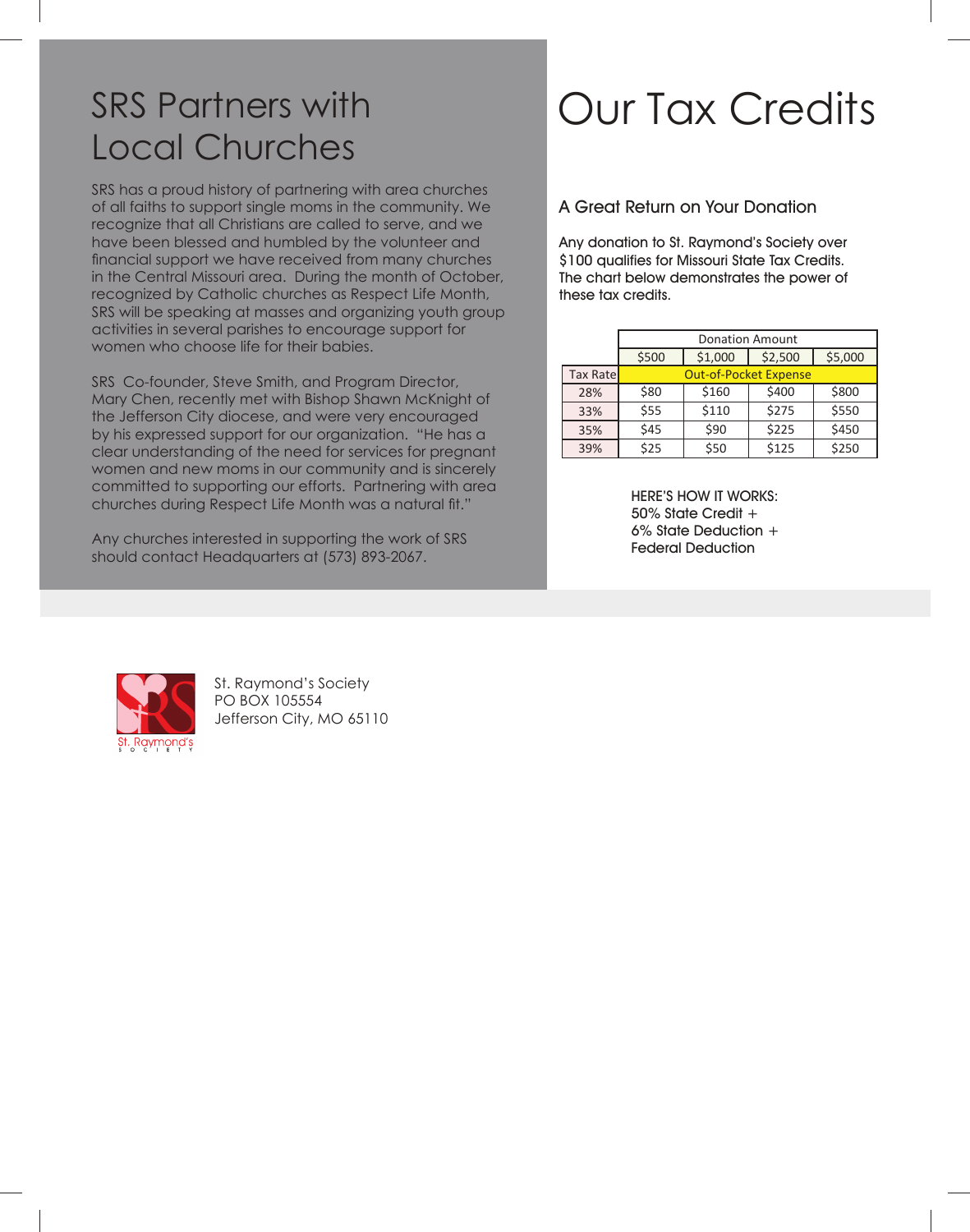# SRS Partners with Local Churches

SRS has a proud history of partnering with area churches of all faiths to support single moms in the community. We recognize that all Christians are called to serve, and we have been blessed and humbled by the volunteer and financial support we have received from many churches in the Central Missouri area. During the month of October, recognized by Catholic churches as Respect Life Month, SRS will be speaking at masses and organizing youth group activities in several parishes to encourage support for women who choose life for their babies.

SRS Co-founder, Steve Smith, and Program Director, Mary Chen, recently met with Bishop Shawn McKnight of the Jefferson City diocese, and were very encouraged by his expressed support for our organization. "He has a clear understanding of the need for services for pregnant women and new moms in our community and is sincerely committed to supporting our efforts. Partnering with area churches during Respect Life Month was a natural fit."

Any churches interested in supporting the work of SRS should contact Headquarters at (573) 893-2067.

# Our Tax Credits

## A Great Return on Your Donation

Any donation to St. Raymond's Society over $100 qualifies for Missouri State Tax Credits. The chart below demonstrates the power of these tax credits.

| | Donation Amount | | | |
|---|---|---|---|---|
| | $500 | $1,000 | $2,500 | $5,000 |
| Tax Rate | Out-of-Pocket Expense | | | |
| 28% | $80 | $160 | $400 | $800 |
| 33% | $55 | $110 | $275 | $550 |
| 35% | $45 | $90 | $225 | $450 |
| 39% | $25 | $50 | $125 | $250 |

HERE'S HOW IT WORKS:
50% State Credit +
6% State Deduction +
Federal Deduction

St. Raymond's Society
PO BOX 105554
Jefferson City, MO 65110